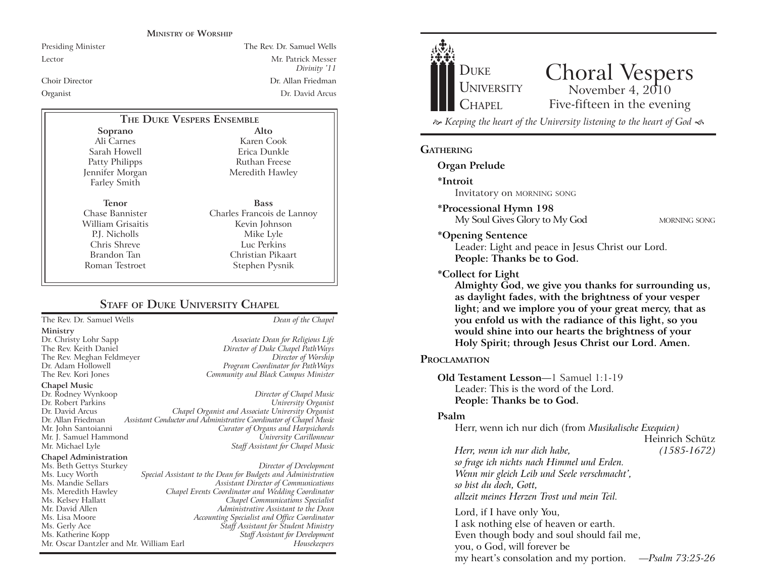## Ministry of Worship

| | |
|---|---|
| Presiding Minister | The Rev. Dr. Samuel Wells |
| Lector | Mr. Patrick Messer *Divinity '11* |
| Choir Director | Dr. Allan Friedman |
| Organist | Dr. David Arcus |

## The Duke Vespers Ensemble

| Soprano | Alto |
|---|---|
| Ali Carnes | Karen Cook |
| Sarah Howell | Erica Dunkle |
| Patty Philipps | Ruthan Freese |
| Jennifer Morgan | Meredith Hawley |
| Farley Smith | |

| Tenor | Bass |
|---|---|
| Chase Bannister | Charles Francois de Lannoy |
| William Grisaitis | Kevin Johnson |
| P.J. Nicholls | Mike Lyle |
| Chris Shreve | Luc Perkins |
| Brandon Tan | Christian Pikaart |
| Roman Testroet | Stephen Pysnik |

## Staff of Duke University Chapel

The Rev. Dr. Samuel Wells — *Dean of the Chapel*

**Ministry**

| | |
|---|---|
| Dr. Christy Lohr Sapp | *Associate Dean for Religious Life* |
| The Rev. Keith Daniel | *Director of Duke Chapel PathWays* |
| The Rev. Meghan Feldmeyer | *Director of Worship* |
| Dr. Adam Hollowell | *Program Coordinator for PathWays* |
| The Rev. Kori Jones | *Community and Black Campus Minister* |

**Chapel Music**

| | |
|---|---|
| Dr. Rodney Wynkoop | *Director of Chapel Music* |
| Dr. Robert Parkins | *University Organist* |
| Dr. David Arcus | *Chapel Organist and Associate University Organist* |
| Dr. Allan Friedman | *Assistant Conductor and Administrative Coordinator of Chapel Music* |
| Mr. John Santoianni | *Curator of Organs and Harpsichords* |
| Mr. J. Samuel Hammond | *University Carillonneur* |
| Mr. Michael Lyle | *Staff Assistant for Chapel Music* |

**Chapel Administration**

| | |
|---|---|
| Ms. Beth Gettys Sturkey | *Director of Development* |
| Ms. Lucy Worth | *Special Assistant to the Dean for Budgets and Administration* |
| Ms. Mandie Sellars | *Assistant Director of Communications* |
| Ms. Meredith Hawley | *Chapel Events Coordinator and Wedding Coordinator* |
| Ms. Kelsey Hallatt | *Chapel Communications Specialist* |
| Mr. David Allen | *Administrative Assistant to the Dean* |
| Ms. Lisa Moore | *Accounting Specialist and Office Coordinator* |
| Ms. Gerly Ace | *Staff Assistant for Student Ministry* |
| Ms. Katherine Kopp | *Staff Assistant for Development* |
| Mr. Oscar Dantzler and Mr. William Earl | *Housekeepers* |

---

Duke University Chapel

# Choral Vespers

November 4, 2010

Five-fifteen in the evening

*Keeping the heart of the University listening to the heart of God*

## Gathering

**Organ Prelude**

**\*Introit**
Invitatory on MORNING SONG

**\*Processional Hymn 198**
My Soul Gives Glory to My God — MORNING SONG

**\*Opening Sentence**
Leader: Light and peace in Jesus Christ our Lord.
**People: Thanks be to God.**

**\*Collect for Light**
**Almighty God, we give you thanks for surrounding us, as daylight fades, with the brightness of your vesper light; and we implore you of your great mercy, that as you enfold us with the radiance of this light, so you would shine into our hearts the brightness of your Holy Spirit; through Jesus Christ our Lord. Amen.**

## Proclamation

**Old Testament Lesson**—1 Samuel 1:1-19
Leader: This is the word of the Lord.
**People: Thanks be to God.**

**Psalm**
Herr, wenn ich nur dich (from *Musikalische Exequien)* — Heinrich Schütz *(1585-1672)*

*Herr, wenn ich nur dich habe,*
*so frage ich nichts nach Himmel und Erden.*
*Wenn mir gleich Leib und Seele verschmacht',*
*so bist du doch, Gott,*
*allzeit meines Herzen Trost und mein Teil.*

Lord, if I have only You,
I ask nothing else of heaven or earth.
Even though body and soul should fail me,
you, o God, will forever be
my heart's consolation and my portion. —*Psalm 73:25-26*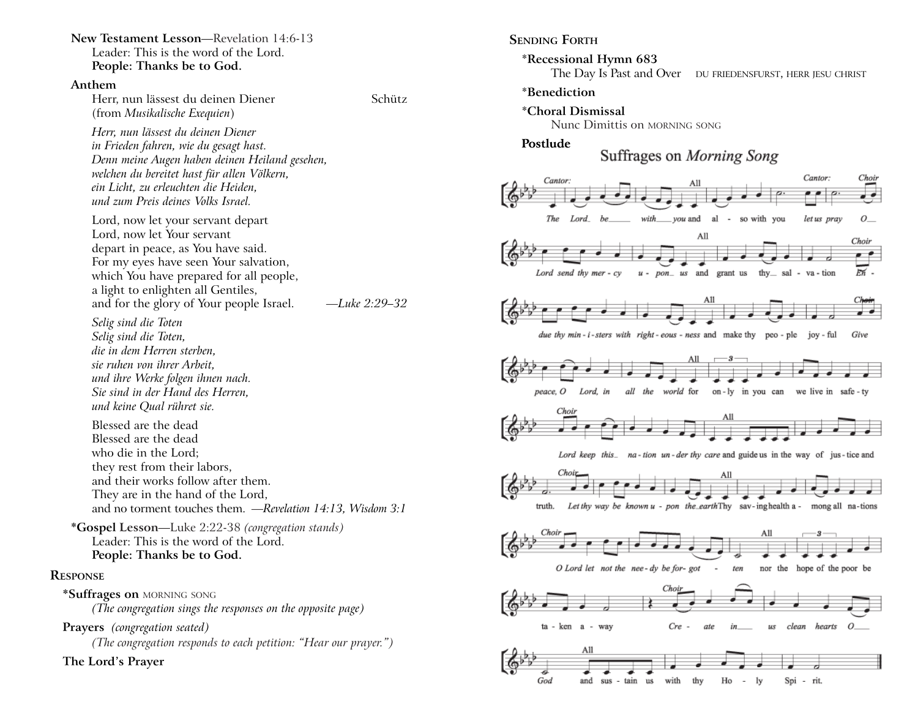**New Testament Lesson**—Revelation 14:6-13
Leader: This is the word of the Lord.
**People: Thanks be to God.**

**Anthem**

Herr, nun lässest du deinen Diener — Schütz
(from *Musikalische Exequien*)

*Herr, nun lässest du deinen Diener*
*in Frieden fahren, wie du gesagt hast.*
*Denn meine Augen haben deinen Heiland gesehen,*
*welchen du bereitet hast für allen Völkern,*
*ein Licht, zu erleuchten die Heiden,*
*und zum Preis deines Volks Israel.*

Lord, now let your servant depart
Lord, now let Your servant
depart in peace, as You have said.
For my eyes have seen Your salvation,
which You have prepared for all people,
a light to enlighten all Gentiles,
and for the glory of Your people Israel. —*Luke 2:29–32*

*Selig sind die Toten*
*Selig sind die Toten,*
*die in dem Herren sterben,*
*sie ruhen von ihrer Arbeit,*
*und ihre Werke folgen ihnen nach.*
*Sie sind in der Hand des Herren,*
*und keine Qual rühret sie.*

Blessed are the dead
Blessed are the dead
who die in the Lord;
they rest from their labors,
and their works follow after them.
They are in the hand of the Lord,
and no torment touches them. —*Revelation 14:13, Wisdom 3:1*

**\*Gospel Lesson**—Luke 2:22-38 *(congregation stands)*
Leader: This is the word of the Lord.
**People: Thanks be to God.**

## Response

**\*Suffrages on** MORNING SONG
*(The congregation sings the responses on the opposite page)*

**Prayers** *(congregation seated)*
*(The congregation responds to each petition: "Hear our prayer.")*

**The Lord's Prayer**

## Sending Forth

**\*Recessional Hymn 683**
The Day Is Past and Over — DU FRIEDENSFURST, HERR JESU CHRIST

**\*Benediction**

**\*Choral Dismissal**
Nunc Dimittis on MORNING SONG

**Postlude**

## Suffrages on *Morning Song*

*Cantor:* The Lord be with you *All:* and also with you
*Cantor:* let us pray
*Choir:* O Lord send thy mercy upon us *All:* and grant us thy salvation
*Choir:* Endue thy ministers with righteousness *All:* and make thy people joyful
*Choir:* Give peace, O Lord, in all the world *All:* for only in you can we live in safety
*Choir:* Lord keep this nation under thy care *All:* and guide us in the way of justice and truth.
*Choir:* Let thy way be known upon the earth *All:* Thy saving health among all nations
*Choir:* O Lord let not the needy be forgotten *All:* nor the hope of the poor be taken away
*Choir:* Create in us clean hearts O God *All:* and sustain us with thy Holy Spirit.